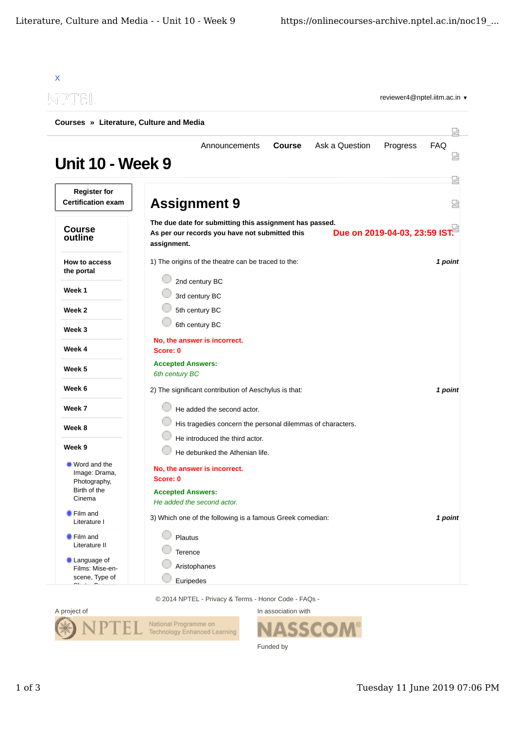X

reviewer4@nptel.iitm.ac.in ▾

**Courses** » **Literature, Culture and Media**

Announcements **Course** Ask a Question Progress FAQ

# Unit 10 - Week 9

**Register for Certification exam**

**Course outline**

- **How to access the portal**
- **Week 1**
- **Week 2**
- **Week 3**
- **Week 4**
- **Week 5**
- **Week 6**
- **Week 7**
- **Week 8**
- **Week 9**
  - Word and the Image: Drama, Photography, Birth of the Cinema
  - Film and Literature I
  - Film and Literature II
  - Language of Films: Mise-en-scene, Type of

## Assignment 9

**The due date for submitting this assignment has passed.**
**As per our records you have not submitted this assignment.**

**Due on 2019-04-03, 23:59 IST.**

1) The origins of the theatre can be traced to the: ***1 point***

- 2nd century BC
- 3rd century BC
- 5th century BC
- 6th century BC

**No, the answer is incorrect.**
**Score: 0**

**Accepted Answers:**
*6th century BC*

2) The significant contribution of Aeschylus is that: ***1 point***

- He added the second actor.
- His tragedies concern the personal dilemmas of characters.
- He introduced the third actor.
- He debunked the Athenian life.

**No, the answer is incorrect.**
**Score: 0**

**Accepted Answers:**
*He added the second actor.*

3) Which one of the following is a famous Greek comedian: ***1 point***

- Plautus
- Terence
- Aristophanes
- Euripedes

© 2014 NPTEL - Privacy & Terms - Honor Code - FAQs -

A project of NPTEL National Programme on Technology Enhanced Learning

In association with NASSCOM

Funded by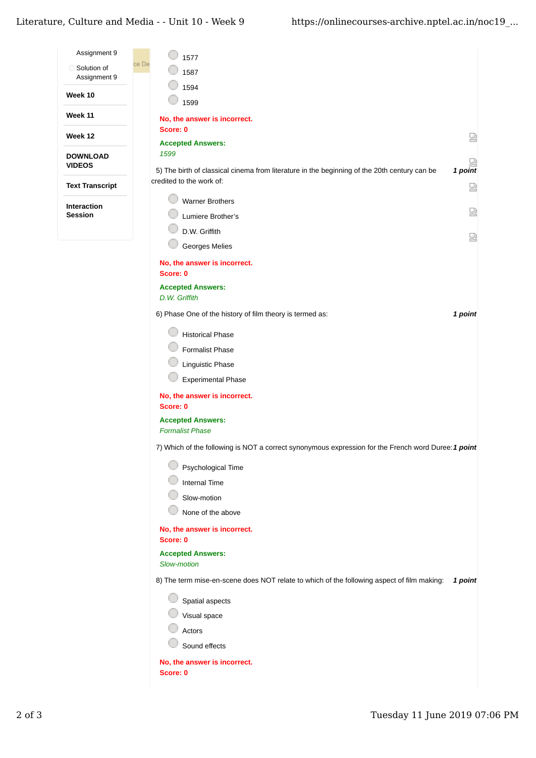- Assignment 9
- Solution of Assignment 9

**Week 10**

**Week 11**

**Week 12**

**DOWNLOAD VIDEOS**

**Text Transcript**

**Interaction Session**

- 1577
- 1587
- 1594
- 1599

**No, the answer is incorrect.**
**Score: 0**

**Accepted Answers:**
*1599*

5) The birth of classical cinema from literature in the beginning of the 20th century can be credited to the work of: ***1 point***

- Warner Brothers
- Lumiere Brother's
- D.W. Griffith
- Georges Melies

**No, the answer is incorrect.**
**Score: 0**

**Accepted Answers:**
*D.W. Griffith*

6) Phase One of the history of film theory is termed as: ***1 point***

- Historical Phase
- Formalist Phase
- Linguistic Phase
- Experimental Phase

**No, the answer is incorrect.**
**Score: 0**

**Accepted Answers:**
*Formalist Phase*

7) Which of the following is NOT a correct synonymous expression for the French word Duree: ***1 point***

- Psychological Time
- Internal Time
- Slow-motion
- None of the above

**No, the answer is incorrect.**
**Score: 0**

**Accepted Answers:**
*Slow-motion*

8) The term mise-en-scene does NOT relate to which of the following aspect of film making: ***1 point***

- Spatial aspects
- Visual space
- Actors
- Sound effects

**No, the answer is incorrect.**
**Score: 0**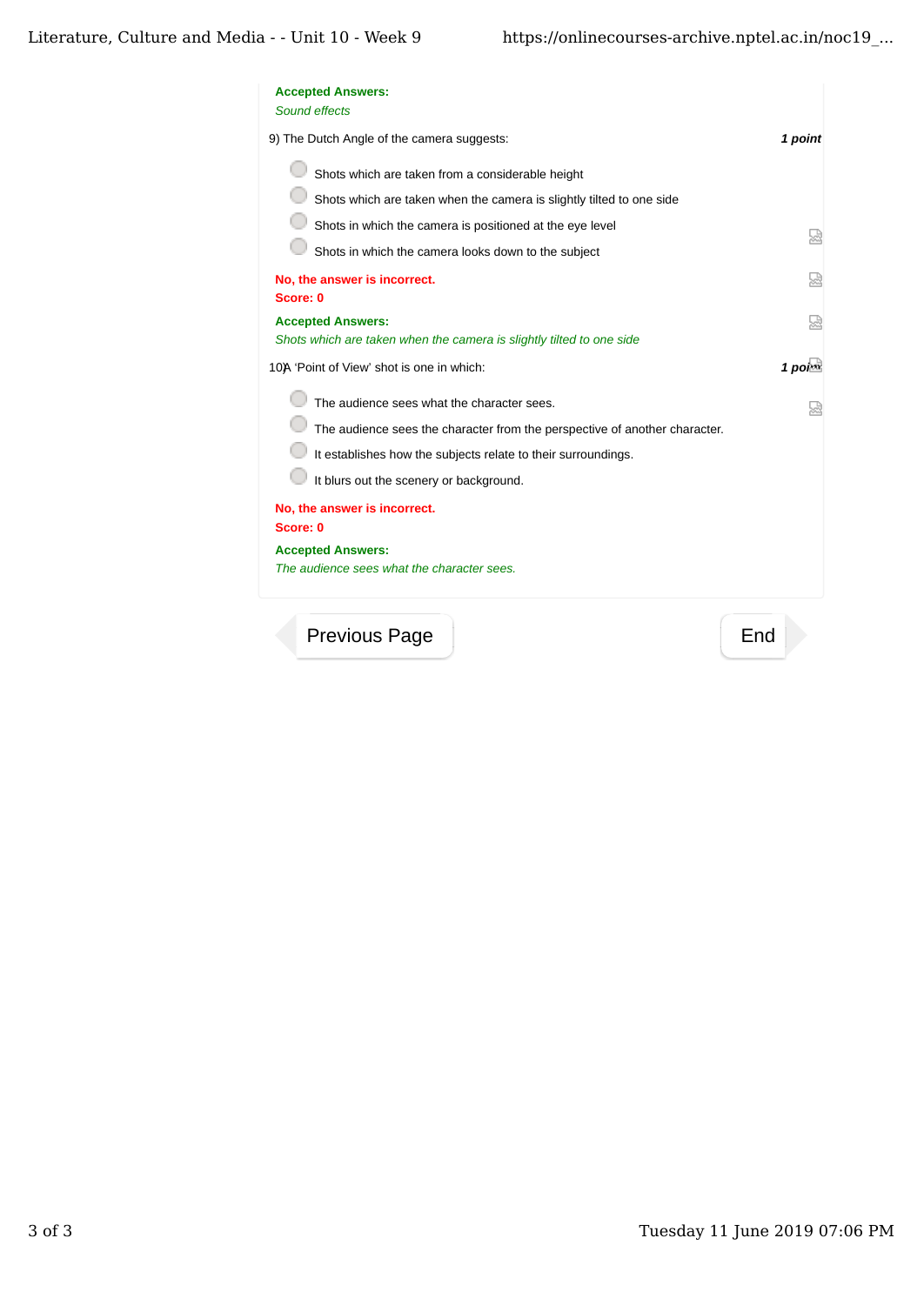**Accepted Answers:**
*Sound effects*

9) The Dutch Angle of the camera suggests: ***1 point***

- Shots which are taken from a considerable height
- Shots which are taken when the camera is slightly tilted to one side
- Shots in which the camera is positioned at the eye level
- Shots in which the camera looks down to the subject

**No, the answer is incorrect.**
**Score: 0**

**Accepted Answers:**
*Shots which are taken when the camera is slightly tilted to one side*

10) A 'Point of View' shot is one in which: ***1 point***

- The audience sees what the character sees.
- The audience sees the character from the perspective of another character.
- It establishes how the subjects relate to their surroundings.
- It blurs out the scenery or background.

**No, the answer is incorrect.**
**Score: 0**

**Accepted Answers:**
*The audience sees what the character sees.*

Previous Page | End